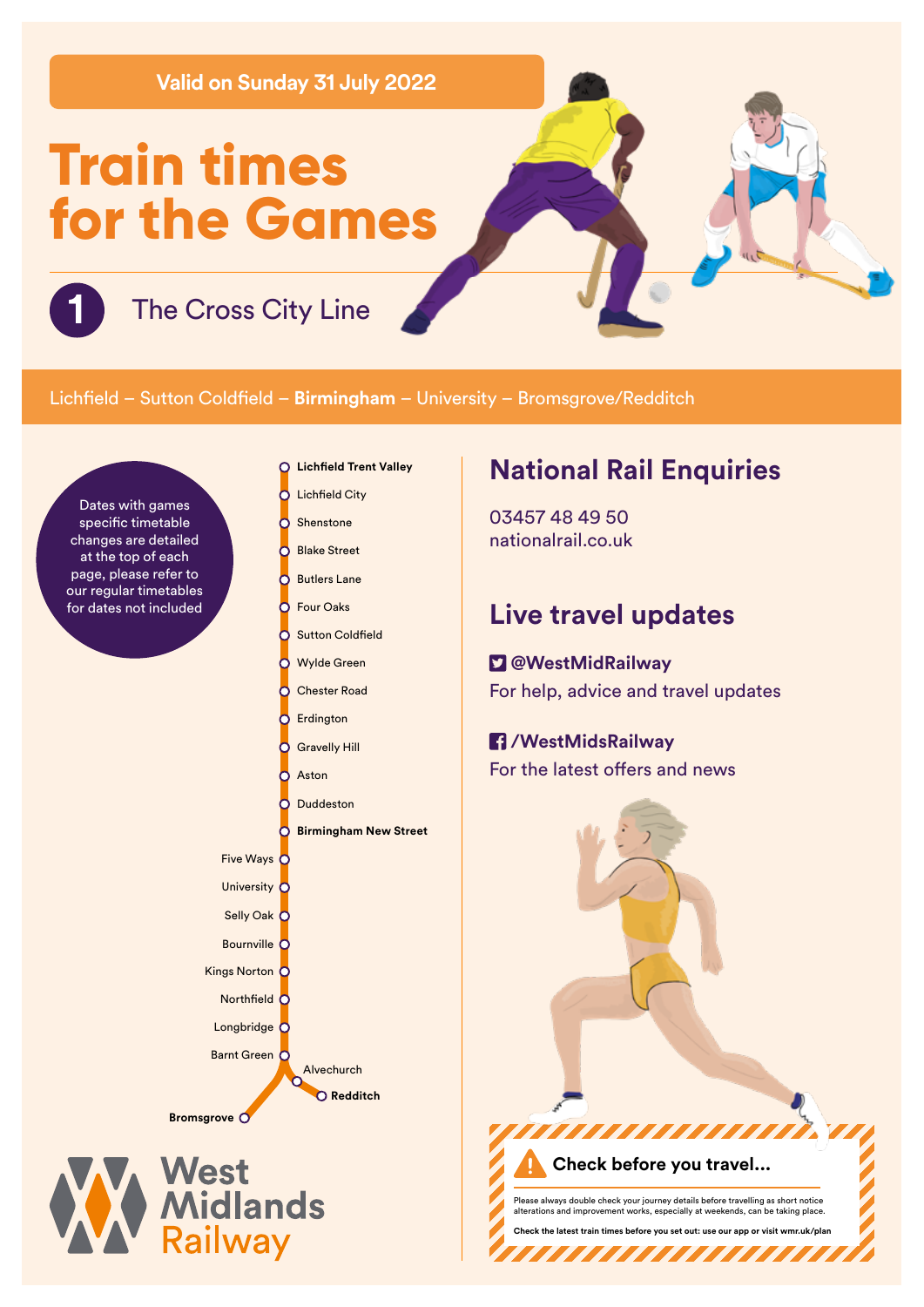Valid on Sunday 31 July 2022

# Train times for the Games

## 1 The Cross City Line

Lichfield – Sutton Coldfield – **Birmingham** – University – Bromsgrove/Redditch

Dates with games specific timetable changes are detailed at the top of each page, please refer to our regular timetables for dates not included

- **Lichfield Trent Valley**
- Lichfield City
- Shenstone
- Blake Street
- Butlers Lane
- Four Oaks
- Sutton Coldfield
- Wylde Green
- Chester Road
- Erdington
- Gravelly Hill
- Aston
- Duddeston
- **Birmingham New Street**
- Five Ways
- University
- Selly Oak
- Bournville
- Kings Norton
- Northfield
- Longbridge
- Barnt Green
- Alvechurch
- **Redditch**
- **Bromsgrove**

## National Rail Enquiries

03457 48 49 50
nationalrail.co.uk

## Live travel updates

**@WestMidRailway**
For help, advice and travel updates

**/WestMidsRailway**
For the latest offers and news

### Check before you travel...

Please always double check your journey details before travelling as short notice alterations and improvement works, especially at weekends, can be taking place.

**Check the latest train times before you set out: use our app or visit wmr.uk/plan**

West Midlands Railway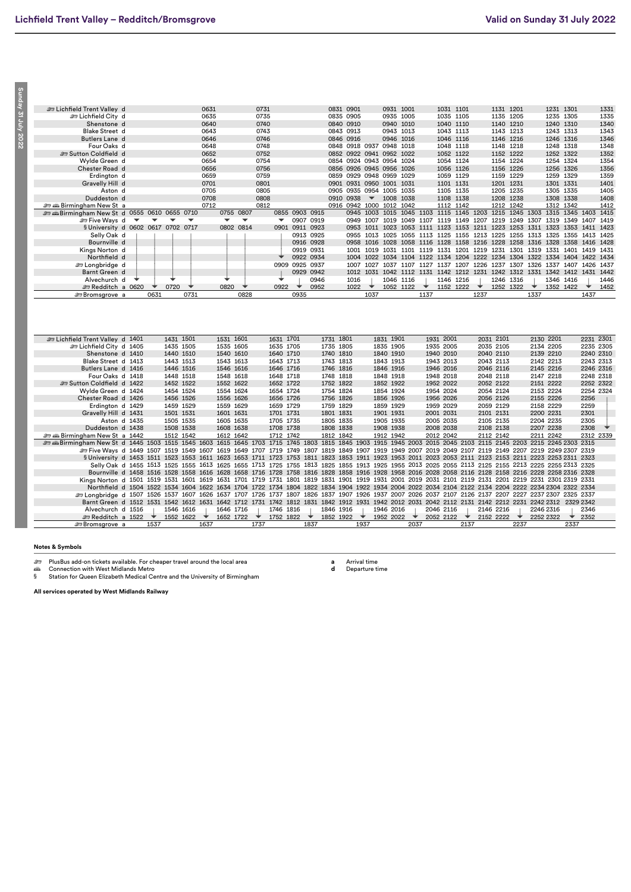# Lichfield Trent Valley – Redditch/Bromsgrove

**Valid on Sunday 31 July 2022**

| Station | | | | | | | | | | | | | | | | | | | | | | | | | | | |
|---|---|---|---|---|---|---|---|---|---|---|---|---|---|---|---|---|---|---|---|---|---|---|---|---|---|---|---|
| Lichfield Trent Valley d | | | | | 0631 | | | 0731 | | | | 0831 | 0901 | | 0931 | 1001 | | 1031 | 1101 | | 1131 | 1201 | | 1231 | 1301 | | 1331 |
| Lichfield City d | | | | | 0635 | | | 0735 | | | | 0835 | 0905 | | 0935 | 1005 | | 1035 | 1105 | | 1135 | 1205 | | 1235 | 1305 | | 1335 |
| Shenstone d | | | | | 0640 | | | 0740 | | | | 0840 | 0910 | | 0940 | 1010 | | 1040 | 1110 | | 1140 | 1210 | | 1240 | 1310 | | 1340 |
| Blake Street d | | | | | 0643 | | | 0743 | | | | 0843 | 0913 | | 0943 | 1013 | | 1043 | 1113 | | 1143 | 1213 | | 1243 | 1313 | | 1343 |
| Butlers Lane d | | | | | 0646 | | | 0746 | | | | 0846 | 0916 | | 0946 | 1016 | | 1046 | 1116 | | 1146 | 1216 | | 1246 | 1316 | | 1346 |
| Four Oaks d | | | | | 0648 | | | 0748 | | | | 0848 | 0918 | 0937 | 0948 | 1018 | | 1048 | 1118 | | 1148 | 1218 | | 1248 | 1318 | | 1348 |
| Sutton Coldfield d | | | | | 0652 | | | 0752 | | | | 0852 | 0922 | 0941 | 0952 | 1022 | | 1052 | 1122 | | 1152 | 1222 | | 1252 | 1322 | | 1352 |
| Wylde Green d | | | | | 0654 | | | 0754 | | | | 0854 | 0924 | 0943 | 0954 | 1024 | | 1054 | 1124 | | 1154 | 1224 | | 1254 | 1324 | | 1354 |
| Chester Road d | | | | | 0656 | | | 0756 | | | | 0856 | 0926 | 0945 | 0956 | 1026 | | 1056 | 1126 | | 1156 | 1226 | | 1256 | 1326 | | 1356 |
| Erdington d | | | | | 0659 | | | 0759 | | | | 0859 | 0929 | 0948 | 0959 | 1029 | | 1059 | 1129 | | 1159 | 1229 | | 1259 | 1329 | | 1359 |
| Gravelly Hill d | | | | | 0701 | | | 0801 | | | | 0901 | 0931 | 0950 | 1001 | 1031 | | 1101 | 1131 | | 1201 | 1231 | | 1301 | 1331 | | 1401 |
| Aston d | | | | | 0705 | | | 0805 | | | | 0905 | 0935 | 0954 | 1005 | 1035 | | 1105 | 1135 | | 1205 | 1235 | | 1305 | 1335 | | 1405 |
| Duddeston d | | | | | 0708 | | | 0808 | | | | 0910 | 0938 | ▼ | 1008 | 1038 | | 1108 | 1138 | | 1208 | 1238 | | 1308 | 1338 | | 1408 |
| Birmingham New St a | | | | | 0712 | | | 0812 | | | | 0916 | 0942 | 1000 | 1012 | 1042 | | 1112 | 1142 | | 1212 | 1242 | | 1312 | 1342 | | 1412 |
| Birmingham New St d | 0555 | 0610 | 0655 | 0710 | | 0755 | 0807 | | 0855 | 0903 | 0915 | | 0945 | 1003 | 1015 | 1045 | 1103 | 1115 | 1145 | 1203 | 1215 | 1245 | 1303 | 1315 | 1345 | 1403 | 1415 |
| Five Ways d | ▼ | ▼ | ▼ | ▼ | | ▼ | ▼ | | ▼ | 0907 | 0919 | | 0949 | 1007 | 1019 | 1049 | 1107 | 1119 | 1149 | 1207 | 1219 | 1249 | 1307 | 1319 | 1349 | 1407 | 1419 |
| § University d | 0602 | 0617 | 0702 | 0717 | | 0802 | 0814 | | 0901 | 0911 | 0923 | | 0953 | 1011 | 1023 | 1053 | 1111 | 1123 | 1153 | 1211 | 1223 | 1253 | 1311 | 1323 | 1353 | 1411 | 1423 |
| Selly Oak d | \| | \| | \| | \| | | \| | \| | | \| | 0913 | 0925 | | 0955 | 1013 | 1025 | 1055 | 1113 | 1125 | 1155 | 1213 | 1225 | 1255 | 1313 | 1325 | 1355 | 1413 | 1425 |
| Bournville d | \| | \| | \| | \| | | \| | \| | | \| | 0916 | 0928 | | 0958 | 1016 | 1028 | 1058 | 1116 | 1128 | 1158 | 1216 | 1228 | 1258 | 1316 | 1328 | 1358 | 1416 | 1428 |
| Kings Norton d | \| | \| | \| | \| | | \| | \| | | \| | 0919 | 0931 | | 1001 | 1019 | 1031 | 1101 | 1119 | 1131 | 1201 | 1219 | 1231 | 1301 | 1319 | 1331 | 1401 | 1419 | 1431 |
| Northfield d | \| | \| | \| | \| | | \| | \| | | ▼ | 0922 | 0934 | | 1004 | 1022 | 1034 | 1104 | 1122 | 1134 | 1204 | 1222 | 1234 | 1304 | 1322 | 1334 | 1404 | 1422 | 1434 |
| Longbridge d | \| | \| | \| | \| | | \| | \| | | 0909 | 0925 | 0937 | | 1007 | 1027 | 1037 | 1107 | 1127 | 1137 | 1207 | 1226 | 1237 | 1307 | 1326 | 1337 | 1407 | 1426 | 1437 |
| Barnt Green d | \| | \| | \| | \| | | \| | \| | | \| | 0929 | 0942 | | 1012 | 1031 | 1042 | 1112 | 1131 | 1142 | 1212 | 1231 | 1242 | 1312 | 1331 | 1342 | 1412 | 1431 | 1442 |
| Alvechurch d | ▼ | \| | ▼ | \| | | ▼ | \| | | ▼ | | 0946 | | 1016 | | 1046 | 1116 | | 1146 | 1216 | | 1246 | 1316 | | 1346 | 1416 | | 1446 |
| Redditch a | 0620 | ▼ | 0720 | ▼ | | 0820 | ▼ | | 0922 | ▼ | 0952 | | 1022 | ▼ | 1052 | 1122 | ▼ | 1152 | 1222 | ▼ | 1252 | 1322 | ▼ | 1352 | 1422 | ▼ | 1452 |
| Bromsgrove a | | 0631 | | 0731 | | | 0828 | | | 0935 | | | | 1037 | | | 1137 | | | 1237 | | | 1337 | | | 1437 | |

| Station | | | | | | | | | | | | | | | | | | | | | | | | | | | | |
|---|---|---|---|---|---|---|---|---|---|---|---|---|---|---|---|---|---|---|---|---|---|---|---|---|---|---|---|---|
| Lichfield Trent Valley d | 1401 | | 1431 | 1501 | | 1531 | 1601 | | 1631 | 1701 | | 1731 | 1801 | | 1831 | 1901 | | 1931 | 2001 | | 2031 | 2101 | | 2130 | 2201 | | 2231 | 2301 |
| Lichfield City d | 1405 | | 1435 | 1505 | | 1535 | 1605 | | 1635 | 1705 | | 1735 | 1805 | | 1835 | 1905 | | 1935 | 2005 | | 2035 | 2105 | | 2134 | 2205 | | 2235 | 2305 |
| Shenstone d | 1410 | | 1440 | 1510 | | 1540 | 1610 | | 1640 | 1710 | | 1740 | 1810 | | 1840 | 1910 | | 1940 | 2010 | | 2040 | 2110 | | 2139 | 2210 | | 2240 | 2310 |
| Blake Street d | 1413 | | 1443 | 1513 | | 1543 | 1613 | | 1643 | 1713 | | 1743 | 1813 | | 1843 | 1913 | | 1943 | 2013 | | 2043 | 2113 | | 2142 | 2213 | | 2243 | 2313 |
| Butlers Lane d | 1416 | | 1446 | 1516 | | 1546 | 1616 | | 1646 | 1716 | | 1746 | 1816 | | 1846 | 1916 | | 1946 | 2016 | | 2046 | 2116 | | 2145 | 2216 | | 2246 | 2316 |
| Four Oaks d | 1418 | | 1448 | 1518 | | 1548 | 1618 | | 1648 | 1718 | | 1748 | 1818 | | 1848 | 1918 | | 1948 | 2018 | | 2048 | 2118 | | 2147 | 2218 | | 2248 | 2318 |
| Sutton Coldfield d | 1422 | | 1452 | 1522 | | 1552 | 1622 | | 1652 | 1722 | | 1752 | 1822 | | 1852 | 1922 | | 1952 | 2022 | | 2052 | 2122 | | 2151 | 2222 | | 2252 | 2322 |
| Wylde Green d | 1424 | | 1454 | 1524 | | 1554 | 1624 | | 1654 | 1724 | | 1754 | 1824 | | 1854 | 1924 | | 1954 | 2024 | | 2054 | 2124 | | 2153 | 2224 | | 2254 | 2324 |
| Chester Road d | 1426 | | 1456 | 1526 | | 1556 | 1626 | | 1656 | 1726 | | 1756 | 1826 | | 1856 | 1926 | | 1956 | 2026 | | 2056 | 2126 | | 2155 | 2226 | | 2256 | \| |
| Erdington d | 1429 | | 1459 | 1529 | | 1559 | 1629 | | 1659 | 1729 | | 1759 | 1829 | | 1859 | 1929 | | 1959 | 2029 | | 2059 | 2129 | | 2158 | 2229 | | 2259 | \| |
| Gravelly Hill d | 1431 | | 1501 | 1531 | | 1601 | 1631 | | 1701 | 1731 | | 1801 | 1831 | | 1901 | 1931 | | 2001 | 2031 | | 2101 | 2131 | | 2200 | 2231 | | 2301 | \| |
| Aston d | 1435 | | 1505 | 1535 | | 1605 | 1635 | | 1705 | 1735 | | 1805 | 1835 | | 1905 | 1935 | | 2005 | 2035 | | 2105 | 2135 | | 2204 | 2235 | | 2305 | \| |
| Duddeston d | 1438 | | 1508 | 1538 | | 1608 | 1638 | | 1708 | 1738 | | 1808 | 1838 | | 1908 | 1938 | | 2008 | 2038 | | 2108 | 2138 | | 2207 | 2238 | | 2308 | ▼ |
| Birmingham New St a | 1442 | | 1512 | 1542 | | 1612 | 1642 | | 1712 | 1742 | | 1812 | 1842 | | 1912 | 1942 | | 2012 | 2042 | | 2112 | 2142 | | 2211 | 2242 | | 2312 | 2339 |
| Birmingham New St d | 1445 | 1503 | 1515 | 1545 | 1603 | 1615 | 1645 | 1703 | 1715 | 1745 | 1803 | 1815 | 1845 | 1903 | 1915 | 1945 | 2003 | 2015 | 2045 | 2103 | 2115 | 2145 | 2203 | 2215 | 2245 | 2303 | 2315 | |
| Five Ways d | 1449 | 1507 | 1519 | 1549 | 1607 | 1619 | 1649 | 1707 | 1719 | 1749 | 1807 | 1819 | 1849 | 1907 | 1919 | 1949 | 2007 | 2019 | 2049 | 2107 | 2119 | 2149 | 2207 | 2219 | 2249 | 2307 | 2319 | |
| § University d | 1453 | 1511 | 1523 | 1553 | 1611 | 1623 | 1653 | 1711 | 1723 | 1753 | 1811 | 1823 | 1853 | 1911 | 1923 | 1953 | 2011 | 2023 | 2053 | 2111 | 2123 | 2153 | 2211 | 2223 | 2253 | 2311 | 2323 | |
| Selly Oak d | 1455 | 1513 | 1525 | 1555 | 1613 | 1625 | 1655 | 1713 | 1725 | 1755 | 1813 | 1825 | 1855 | 1913 | 1925 | 1955 | 2013 | 2025 | 2055 | 2113 | 2125 | 2155 | 2213 | 2225 | 2255 | 2313 | 2325 | |
| Bournville d | 1458 | 1516 | 1528 | 1558 | 1616 | 1628 | 1658 | 1716 | 1728 | 1758 | 1816 | 1828 | 1858 | 1916 | 1928 | 1958 | 2016 | 2028 | 2058 | 2116 | 2128 | 2158 | 2216 | 2228 | 2258 | 2316 | 2328 | |
| Kings Norton d | 1501 | 1519 | 1531 | 1601 | 1619 | 1631 | 1701 | 1719 | 1731 | 1801 | 1819 | 1831 | 1901 | 1919 | 1931 | 2001 | 2019 | 2031 | 2101 | 2119 | 2131 | 2201 | 2219 | 2231 | 2301 | 2319 | 2331 | |
| Northfield d | 1504 | 1522 | 1534 | 1604 | 1622 | 1634 | 1704 | 1722 | 1734 | 1804 | 1822 | 1834 | 1904 | 1922 | 1934 | 2004 | 2022 | 2034 | 2104 | 2122 | 2134 | 2204 | 2222 | 2234 | 2304 | 2322 | 2334 | |
| Longbridge d | 1507 | 1526 | 1537 | 1607 | 1626 | 1637 | 1707 | 1726 | 1737 | 1807 | 1826 | 1837 | 1907 | 1926 | 1937 | 2007 | 2026 | 2037 | 2107 | 2126 | 2137 | 2207 | 2227 | 2237 | 2307 | 2325 | 2337 | |
| Barnt Green d | 1512 | 1531 | 1542 | 1612 | 1631 | 1642 | 1712 | 1731 | 1742 | 1812 | 1831 | 1842 | 1912 | 1931 | 1942 | 2012 | 2031 | 2042 | 2112 | 2131 | 2142 | 2212 | 2231 | 2242 | 2312 | 2329 | 2342 | |
| Alvechurch d | 1516 | | 1546 | 1616 | | 1646 | 1716 | | 1746 | 1816 | | 1846 | 1916 | | 1946 | 2016 | | 2046 | 2116 | | 2146 | 2216 | | 2246 | 2316 | | 2346 | |
| Redditch a | 1522 | ▼ | 1552 | 1622 | ▼ | 1652 | 1722 | ▼ | 1752 | 1822 | ▼ | 1852 | 1922 | ▼ | 1952 | 2022 | ▼ | 2052 | 2122 | ▼ | 2152 | 2222 | ▼ | 2252 | 2322 | ▼ | 2352 | |
| Bromsgrove a | | 1537 | | | 1637 | | | 1737 | | | 1837 | | | 1937 | | | 2037 | | | 2137 | | | 2237 | | | 2337 | | |

**Notes & Symbols**

- PlusBus add-on tickets available. For cheaper travel around the local area
- Connection with West Midlands Metro
- § Station for Queen Elizabeth Medical Centre and the University of Birmingham
- **a** Arrival time
- **d** Departure time

**All services operated by West Midlands Railway**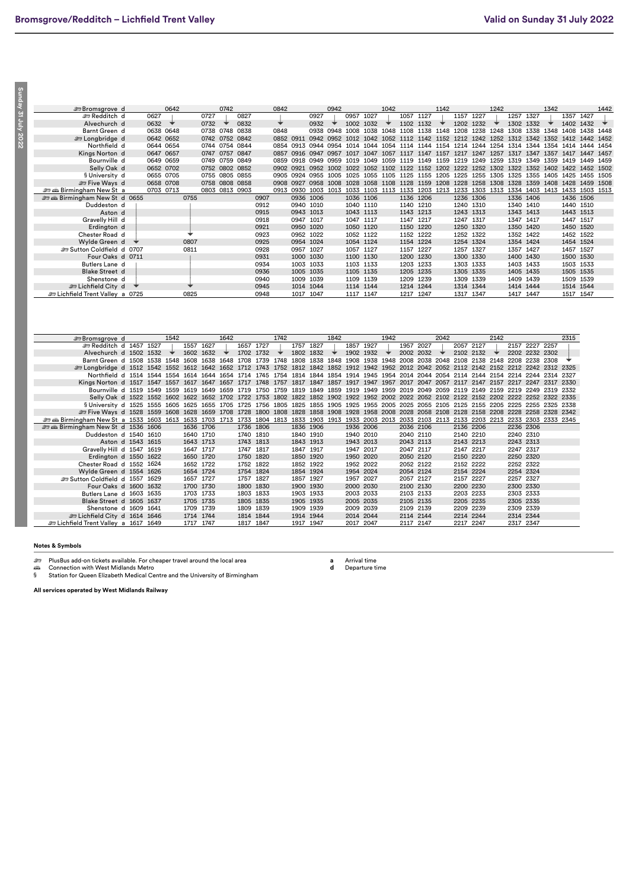# Bromsgrove/Redditch – Lichfield Trent Valley

**Valid on Sunday 31 July 2022**

| | | | | | | | | | | | | | | | | | | | | | | | | | | | |
|---|---|---|---|---|---|---|---|---|---|---|---|---|---|---|---|---|---|---|---|---|---|---|---|---|---|---|---|
| Bromsgrove d | | | 0642 | | | 0742 | | | 0842 | | | 0942 | | | 1042 | | | 1142 | | | 1242 | | | 1342 | | | 1442 |
| Redditch d | | 0627 | \| | | 0727 | \| | 0827 | | \| | | 0927 | \| | 0957 | 1027 | \| | 1057 | 1127 | \| | 1157 | 1227 | \| | 1257 | 1327 | \| | 1357 | 1427 | \| |
| Alvechurch d | | 0632 | ↓ | | 0732 | ↓ | 0832 | | ↓ | | 0932 | ↓ | 1002 | 1032 | ↓ | 1102 | 1132 | ↓ | 1202 | 1232 | ↓ | 1302 | 1332 | ↓ | 1402 | 1432 | ↓ |
| Barnt Green d | | 0638 | 0648 | | 0738 | 0748 | 0838 | | 0848 | | 0938 | 0948 | 1008 | 1038 | 1048 | 1108 | 1138 | 1148 | 1208 | 1238 | 1248 | 1308 | 1338 | 1348 | 1408 | 1438 | 1448 |
| Longbridge d | | 0642 | 0652 | | 0742 | 0752 | 0842 | | 0852 | 0911 | 0942 | 0952 | 1012 | 1042 | 1052 | 1112 | 1142 | 1152 | 1212 | 1242 | 1252 | 1312 | 1342 | 1352 | 1412 | 1442 | 1452 |
| Northfield d | | 0644 | 0654 | | 0744 | 0754 | 0844 | | 0854 | 0913 | 0944 | 0954 | 1014 | 1044 | 1054 | 1114 | 1144 | 1154 | 1214 | 1244 | 1254 | 1314 | 1344 | 1354 | 1414 | 1444 | 1454 |
| Kings Norton d | | 0647 | 0657 | | 0747 | 0757 | 0847 | | 0857 | 0916 | 0947 | 0957 | 1017 | 1047 | 1057 | 1117 | 1147 | 1157 | 1217 | 1247 | 1257 | 1317 | 1347 | 1357 | 1417 | 1447 | 1457 |
| Bournville d | | 0649 | 0659 | | 0749 | 0759 | 0849 | | 0859 | 0918 | 0949 | 0959 | 1019 | 1049 | 1059 | 1119 | 1149 | 1159 | 1219 | 1249 | 1259 | 1319 | 1349 | 1359 | 1419 | 1449 | 1459 |
| Selly Oak d | | 0652 | 0702 | | 0752 | 0802 | 0852 | | 0902 | 0921 | 0952 | 1002 | 1022 | 1052 | 1102 | 1122 | 1152 | 1202 | 1222 | 1252 | 1302 | 1322 | 1352 | 1402 | 1422 | 1452 | 1502 |
| § University d | | 0655 | 0705 | | 0755 | 0805 | 0855 | | 0905 | 0924 | 0955 | 1005 | 1025 | 1055 | 1105 | 1125 | 1155 | 1205 | 1225 | 1255 | 1305 | 1325 | 1355 | 1405 | 1425 | 1455 | 1505 |
| Five Ways d | | 0658 | 0708 | | 0758 | 0808 | 0858 | | 0908 | 0927 | 0958 | 1008 | 1028 | 1058 | 1108 | 1128 | 1159 | 1208 | 1228 | 1258 | 1308 | 1328 | 1359 | 1408 | 1428 | 1459 | 1508 |
| Birmingham New St a | | 0703 | 0713 | | 0803 | 0813 | 0903 | | 0913 | 0930 | 1003 | 1013 | 1033 | 1103 | 1113 | 1133 | 1203 | 1213 | 1233 | 1303 | 1313 | 1334 | 1403 | 1413 | 1433 | 1503 | 1513 |
| Birmingham New St d | 0655 | | | 0755 | | | | 0907 | | 0936 | 1006 | | 1036 | 1106 | | 1136 | 1206 | | 1236 | 1306 | | 1336 | 1406 | | 1436 | 1506 | |
| Duddeston d | \| | | | \| | | | 0912 | | 0940 | 1010 | | 1040 | 1110 | | 1140 | 1210 | | 1240 | 1310 | | 1340 | 1410 | | 1440 | 1510 | |
| Aston d | \| | | | \| | | | 0915 | | 0943 | 1013 | | 1043 | 1113 | | 1143 | 1213 | | 1243 | 1313 | | 1343 | 1413 | | 1443 | 1513 | |
| Gravelly Hill d | \| | | | \| | | | 0918 | | 0947 | 1017 | | 1047 | 1117 | | 1147 | 1217 | | 1247 | 1317 | | 1347 | 1417 | | 1447 | 1517 | |
| Erdington d | \| | | | \| | | | 0921 | | 0950 | 1020 | | 1050 | 1120 | | 1150 | 1220 | | 1250 | 1320 | | 1350 | 1420 | | 1450 | 1520 | |
| Chester Road d | \| | | | ↓ | | | | 0923 | | 0952 | 1022 | | 1052 | 1122 | | 1152 | 1222 | | 1252 | 1322 | | 1352 | 1422 | | 1452 | 1522 | |
| Wylde Green d | ↓ | | | 0807 | | | | 0925 | | 0954 | 1024 | | 1054 | 1124 | | 1154 | 1224 | | 1254 | 1324 | | 1354 | 1424 | | 1454 | 1524 | |
| Sutton Coldfield d | 0707 | | | 0811 | | | | 0928 | | 0957 | 1027 | | 1057 | 1127 | | 1157 | 1227 | | 1257 | 1327 | | 1357 | 1427 | | 1457 | 1527 | |
| Four Oaks d | 0711 | | | \| | | | | 0931 | | 1000 | 1030 | | 1100 | 1130 | | 1200 | 1230 | | 1300 | 1330 | | 1400 | 1430 | | 1500 | 1530 | |
| Butlers Lane d | \| | | | \| | | | 0934 | | 1003 | 1033 | | 1103 | 1133 | | 1203 | 1233 | | 1303 | 1333 | | 1403 | 1433 | | 1503 | 1533 | |
| Blake Street d | \| | | | \| | | | 0936 | | 1005 | 1035 | | 1105 | 1135 | | 1205 | 1235 | | 1305 | 1335 | | 1405 | 1435 | | 1505 | 1535 | |
| Shenstone d | \| | | | \| | | | 0940 | | 1009 | 1039 | | 1109 | 1139 | | 1209 | 1239 | | 1309 | 1339 | | 1409 | 1439 | | 1509 | 1539 | |
| Lichfield City d | ↓ | | | ↓ | | | | 0945 | | 1014 | 1044 | | 1114 | 1144 | | 1214 | 1244 | | 1314 | 1344 | | 1414 | 1444 | | 1514 | 1544 | |
| Lichfield Trent Valley a | 0725 | | | 0825 | | | | 0948 | | 1017 | 1047 | | 1117 | 1147 | | 1217 | 1247 | | 1317 | 1347 | | 1417 | 1447 | | 1517 | 1547 | |

| | | | | | | | | | | | | | | | | | | | | | | | | | |
|---|---|---|---|---|---|---|---|---|---|---|---|---|---|---|---|---|---|---|---|---|---|---|---|---|---|
| Bromsgrove d | | | 1542 | | | 1642 | | | 1742 | | | 1842 | | | 1942 | | | 2042 | | | 2142 | | | | 2315 |
| Redditch d | 1457 | 1527 | \| | 1557 | 1627 | \| | 1657 | 1727 | \| | 1757 | 1827 | \| | 1857 | 1927 | \| | 1957 | 2027 | \| | 2057 | 2127 | \| | 2157 | 2227 | 2257 | \| |
| Alvechurch d | 1502 | 1532 | ↓ | 1602 | 1632 | ↓ | 1702 | 1732 | ↓ | 1802 | 1832 | ↓ | 1902 | 1932 | ↓ | 2002 | 2032 | ↓ | 2102 | 2132 | ↓ | 2202 | 2232 | 2302 | \| |
| Barnt Green d | 1508 | 1538 | 1548 | 1608 | 1638 | 1648 | 1708 | 1739 | 1748 | 1808 | 1838 | 1848 | 1908 | 1938 | 1948 | 2008 | 2038 | 2048 | 2108 | 2138 | 2148 | 2208 | 2238 | 2308 | ↓ |
| Longbridge d | 1512 | 1542 | 1552 | 1612 | 1642 | 1652 | 1712 | 1743 | 1752 | 1812 | 1842 | 1852 | 1912 | 1942 | 1952 | 2012 | 2042 | 2052 | 2112 | 2142 | 2152 | 2212 | 2242 | 2312 | 2325 |
| Northfield d | 1514 | 1544 | 1554 | 1614 | 1644 | 1654 | 1714 | 1745 | 1754 | 1814 | 1844 | 1854 | 1914 | 1945 | 1954 | 2014 | 2044 | 2054 | 2114 | 2144 | 2154 | 2214 | 2244 | 2314 | 2327 |
| Kings Norton d | 1517 | 1547 | 1557 | 1617 | 1647 | 1657 | 1717 | 1748 | 1757 | 1817 | 1847 | 1857 | 1917 | 1947 | 1957 | 2017 | 2047 | 2057 | 2117 | 2147 | 2157 | 2217 | 2247 | 2317 | 2330 |
| Bournville d | 1519 | 1549 | 1559 | 1619 | 1649 | 1659 | 1719 | 1750 | 1759 | 1819 | 1849 | 1859 | 1919 | 1949 | 1959 | 2019 | 2049 | 2059 | 2119 | 2149 | 2159 | 2219 | 2249 | 2319 | 2332 |
| Selly Oak d | 1522 | 1552 | 1602 | 1622 | 1652 | 1702 | 1722 | 1753 | 1802 | 1822 | 1852 | 1902 | 1922 | 1952 | 2002 | 2022 | 2052 | 2102 | 2122 | 2152 | 2202 | 2222 | 2252 | 2322 | 2335 |
| § University d | 1525 | 1555 | 1605 | 1625 | 1655 | 1705 | 1725 | 1756 | 1805 | 1825 | 1855 | 1905 | 1925 | 1955 | 2005 | 2025 | 2055 | 2105 | 2125 | 2155 | 2205 | 2225 | 2255 | 2325 | 2338 |
| Five Ways d | 1528 | 1559 | 1608 | 1628 | 1659 | 1708 | 1728 | 1800 | 1808 | 1828 | 1858 | 1908 | 1928 | 1958 | 2008 | 2028 | 2058 | 2108 | 2128 | 2158 | 2208 | 2228 | 2258 | 2328 | 2342 |
| Birmingham New St a | 1533 | 1603 | 1613 | 1633 | 1703 | 1713 | 1733 | 1804 | 1813 | 1833 | 1903 | 1913 | 1933 | 2003 | 2013 | 2033 | 2103 | 2113 | 2133 | 2203 | 2213 | 2233 | 2303 | 2333 | 2345 |
| Birmingham New St d | 1536 | 1606 | | 1636 | 1706 | | 1736 | 1806 | | 1836 | 1906 | | 1936 | 2006 | | 2036 | 2106 | | 2136 | 2206 | | 2236 | 2306 | | |
| Duddeston d | 1540 | 1610 | | 1640 | 1710 | | 1740 | 1810 | | 1840 | 1910 | | 1940 | 2010 | | 2040 | 2110 | | 2140 | 2210 | | 2240 | 2310 | | |
| Aston d | 1543 | 1615 | | 1643 | 1713 | | 1743 | 1813 | | 1843 | 1913 | | 1943 | 2013 | | 2043 | 2113 | | 2143 | 2213 | | 2243 | 2313 | | |
| Gravelly Hill d | 1547 | 1619 | | 1647 | 1717 | | 1747 | 1817 | | 1847 | 1917 | | 1947 | 2017 | | 2047 | 2117 | | 2147 | 2217 | | 2247 | 2317 | | |
| Erdington d | 1550 | 1622 | | 1650 | 1720 | | 1750 | 1820 | | 1850 | 1920 | | 1950 | 2020 | | 2050 | 2120 | | 2150 | 2220 | | 2250 | 2320 | | |
| Chester Road d | 1552 | 1624 | | 1652 | 1722 | | 1752 | 1822 | | 1852 | 1922 | | 1952 | 2022 | | 2052 | 2122 | | 2152 | 2222 | | 2252 | 2322 | | |
| Wylde Green d | 1554 | 1626 | | 1654 | 1724 | | 1754 | 1824 | | 1854 | 1924 | | 1954 | 2024 | | 2054 | 2124 | | 2154 | 2224 | | 2254 | 2324 | | |
| Sutton Coldfield d | 1557 | 1629 | | 1657 | 1727 | | 1757 | 1827 | | 1857 | 1927 | | 1957 | 2027 | | 2057 | 2127 | | 2157 | 2227 | | 2257 | 2327 | | |
| Four Oaks d | 1600 | 1632 | | 1700 | 1730 | | 1800 | 1830 | | 1900 | 1930 | | 2000 | 2030 | | 2100 | 2130 | | 2200 | 2230 | | 2300 | 2330 | | |
| Butlers Lane d | 1603 | 1635 | | 1703 | 1733 | | 1803 | 1833 | | 1903 | 1933 | | 2003 | 2033 | | 2103 | 2133 | | 2203 | 2233 | | 2303 | 2333 | | |
| Blake Street d | 1605 | 1637 | | 1705 | 1735 | | 1805 | 1835 | | 1905 | 1935 | | 2005 | 2035 | | 2105 | 2135 | | 2205 | 2235 | | 2305 | 2335 | | |
| Shenstone d | 1609 | 1641 | | 1709 | 1739 | | 1809 | 1839 | | 1909 | 1939 | | 2009 | 2039 | | 2109 | 2139 | | 2209 | 2239 | | 2309 | 2339 | | |
| Lichfield City d | 1614 | 1646 | | 1714 | 1744 | | 1814 | 1844 | | 1914 | 1944 | | 2014 | 2044 | | 2114 | 2144 | | 2214 | 2244 | | 2314 | 2344 | | |
| Lichfield Trent Valley a | 1617 | 1649 | | 1717 | 1747 | | 1817 | 1847 | | 1917 | 1947 | | 2017 | 2047 | | 2117 | 2147 | | 2217 | 2247 | | 2317 | 2347 | | |

**Notes & Symbols**

- PlusBus add-on tickets available. For cheaper travel around the local area
- Connection with West Midlands Metro
- § Station for Queen Elizabeth Medical Centre and the University of Birmingham
- **a** Arrival time
- **d** Departure time

**All services operated by West Midlands Railway**